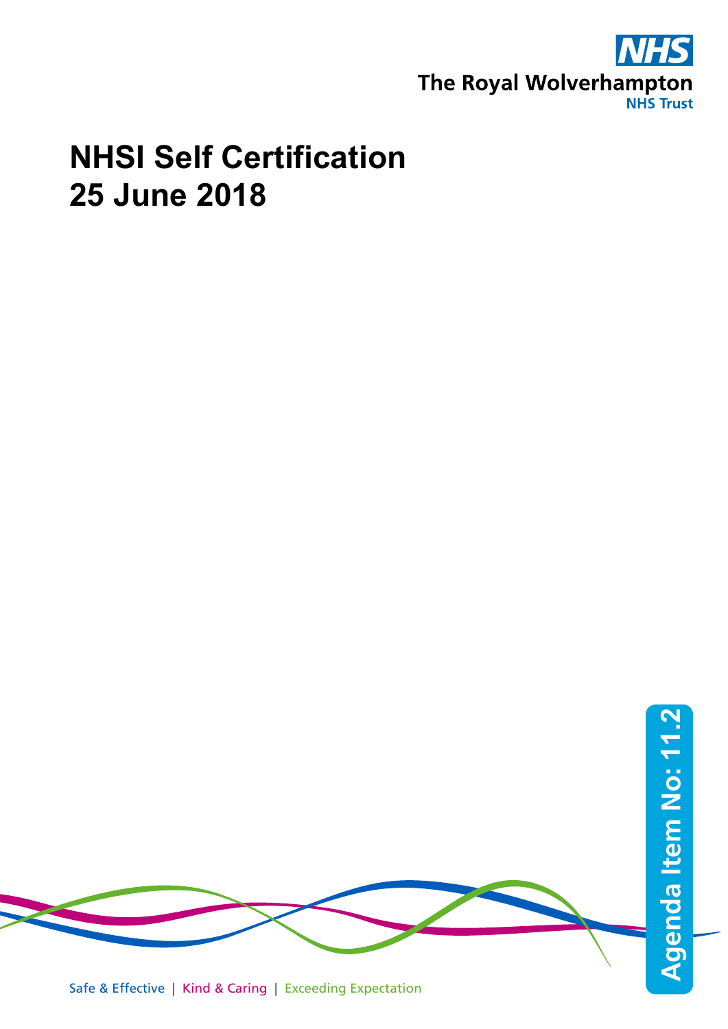The Royal Wolverhampton NHS Trust

# NHSI Self Certification
# 25 June 2018

Agenda Item No: 11.2

Safe & Effective | Kind & Caring | Exceeding Expectation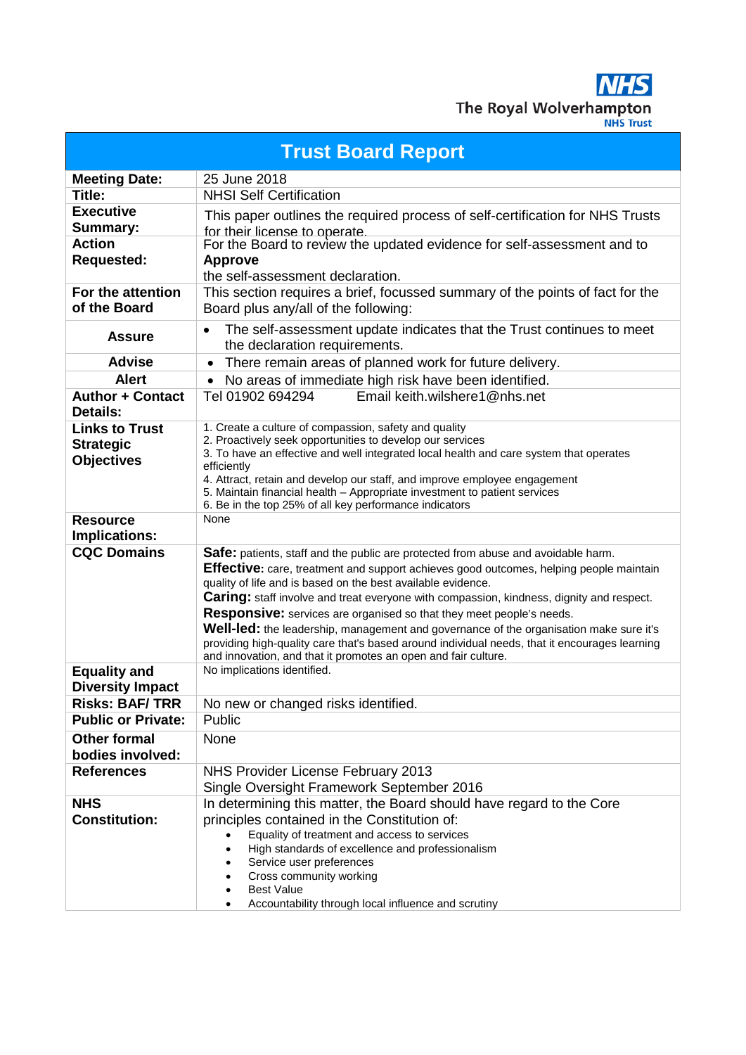The Royal Wolverhampton NHS Trust

| Trust Board Report | |
|---|---|
| **Meeting Date:** | 25 June 2018 |
| **Title:** | NHSI Self Certification |
| **Executive Summary:** | This paper outlines the required process of self-certification for NHS Trusts for their license to operate. |
| **Action Requested:** | For the Board to review the updated evidence for self-assessment and to **Approve** the self-assessment declaration. |
| **For the attention of the Board** | This section requires a brief, focussed summary of the points of fact for the Board plus any/all of the following: |
| **Assure** | • The self-assessment update indicates that the Trust continues to meet the declaration requirements. |
| **Advise** | • There remain areas of planned work for future delivery. |
| **Alert** | • No areas of immediate high risk have been identified. |
| **Author + Contact Details:** | Tel 01902 694294 Email keith.wilshere1@nhs.net |
| **Links to Trust Strategic Objectives** | 1. Create a culture of compassion, safety and quality<br>2. Proactively seek opportunities to develop our services<br>3. To have an effective and well integrated local health and care system that operates efficiently<br>4. Attract, retain and develop our staff, and improve employee engagement<br>5. Maintain financial health – Appropriate investment to patient services<br>6. Be in the top 25% of all key performance indicators |
| **Resource Implications:** | None |
| **CQC Domains** | **Safe:** patients, staff and the public are protected from abuse and avoidable harm.<br>**Effective:** care, treatment and support achieves good outcomes, helping people maintain quality of life and is based on the best available evidence.<br>**Caring:** staff involve and treat everyone with compassion, kindness, dignity and respect.<br>**Responsive:** services are organised so that they meet people's needs.<br>**Well-led:** the leadership, management and governance of the organisation make sure it's providing high-quality care that's based around individual needs, that it encourages learning and innovation, and that it promotes an open and fair culture. |
| **Equality and Diversity Impact** | No implications identified. |
| **Risks: BAF/ TRR** | No new or changed risks identified. |
| **Public or Private:** | Public |
| **Other formal bodies involved:** | None |
| **References** | NHS Provider License February 2013<br>Single Oversight Framework September 2016 |
| **NHS Constitution:** | In determining this matter, the Board should have regard to the Core principles contained in the Constitution of:<br>• Equality of treatment and access to services<br>• High standards of excellence and professionalism<br>• Service user preferences<br>• Cross community working<br>• Best Value<br>• Accountability through local influence and scrutiny |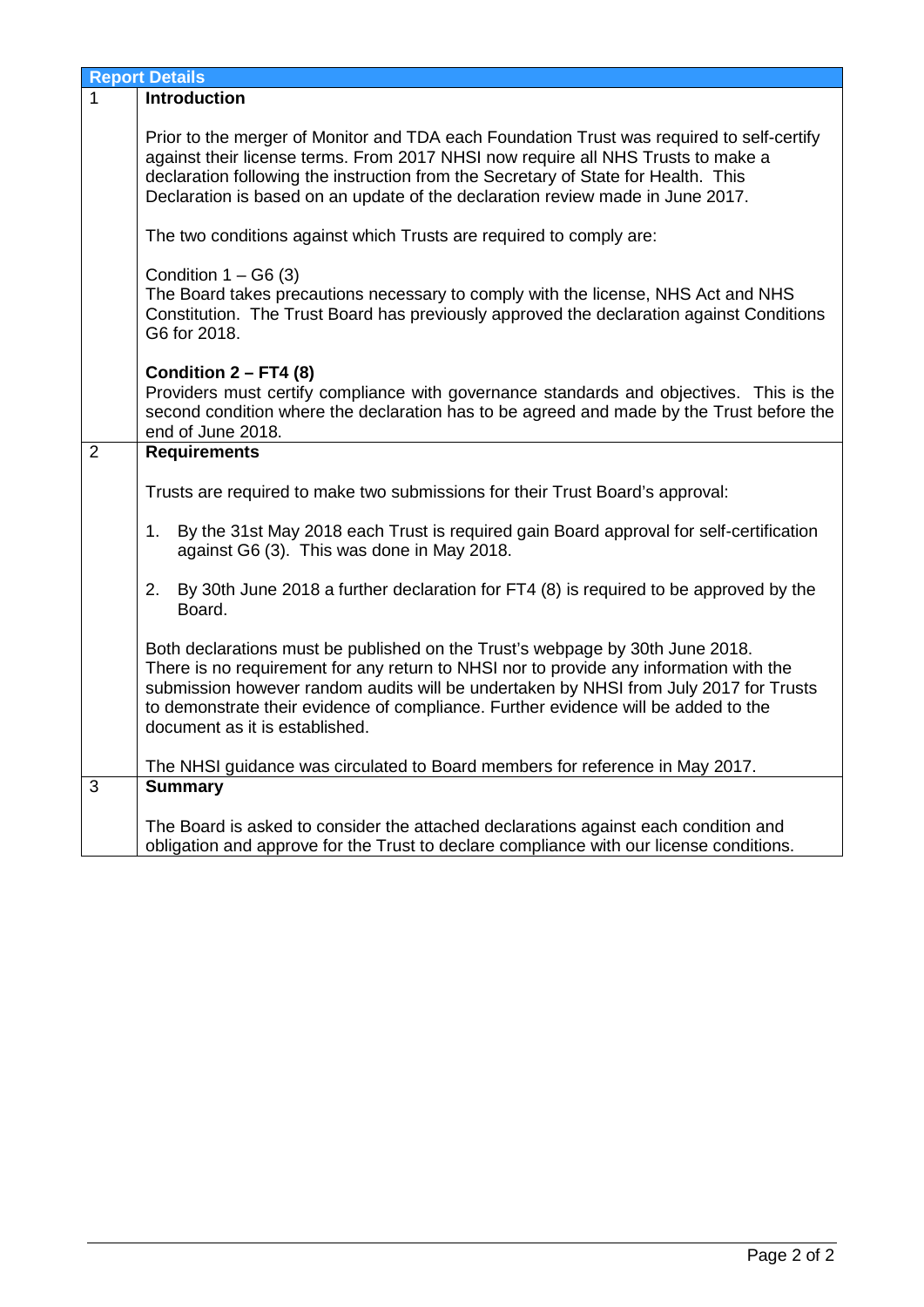| Report Details | |
|---|---|
| 1 | **Introduction**<br><br>Prior to the merger of Monitor and TDA each Foundation Trust was required to self-certify against their license terms. From 2017 NHSI now require all NHS Trusts to make a declaration following the instruction from the Secretary of State for Health. This Declaration is based on an update of the declaration review made in June 2017.<br><br>The two conditions against which Trusts are required to comply are:<br><br>Condition 1 – G6 (3)<br>The Board takes precautions necessary to comply with the license, NHS Act and NHS Constitution. The Trust Board has previously approved the declaration against Conditions G6 for 2018.<br><br>**Condition 2 – FT4 (8)**<br>Providers must certify compliance with governance standards and objectives. This is the second condition where the declaration has to be agreed and made by the Trust before the end of June 2018. |
| 2 | **Requirements**<br><br>Trusts are required to make two submissions for their Trust Board's approval:<br><br>1. By the 31st May 2018 each Trust is required gain Board approval for self-certification against G6 (3). This was done in May 2018.<br><br>2. By 30th June 2018 a further declaration for FT4 (8) is required to be approved by the Board.<br><br>Both declarations must be published on the Trust's webpage by 30th June 2018. There is no requirement for any return to NHSI nor to provide any information with the submission however random audits will be undertaken by NHSI from July 2017 for Trusts to demonstrate their evidence of compliance. Further evidence will be added to the document as it is established.<br><br>The NHSI guidance was circulated to Board members for reference in May 2017. |
| 3 | **Summary**<br><br>The Board is asked to consider the attached declarations against each condition and obligation and approve for the Trust to declare compliance with our license conditions. |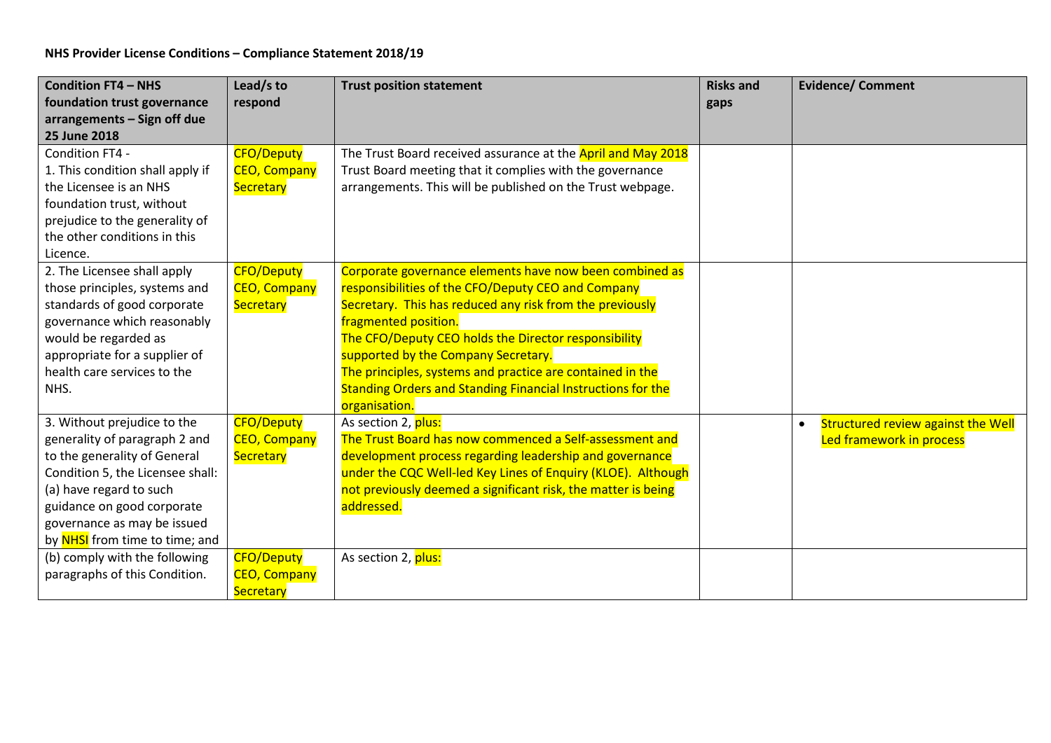**NHS Provider License Conditions – Compliance Statement 2018/19**

| Condition FT4 – NHS foundation trust governance arrangements – Sign off due 25 June 2018 | Lead/s to respond | Trust position statement | Risks and gaps | Evidence/ Comment |
|---|---|---|---|---|
| Condition FT4 -<br>1. This condition shall apply if the Licensee is an NHS foundation trust, without prejudice to the generality of the other conditions in this Licence. | CFO/Deputy CEO, Company Secretary | The Trust Board received assurance at the April and May 2018 Trust Board meeting that it complies with the governance arrangements. This will be published on the Trust webpage. | | |
| 2. The Licensee shall apply those principles, systems and standards of good corporate governance which reasonably would be regarded as appropriate for a supplier of health care services to the NHS. | CFO/Deputy CEO, Company Secretary | Corporate governance elements have now been combined as responsibilities of the CFO/Deputy CEO and Company Secretary. This has reduced any risk from the previously fragmented position.<br>The CFO/Deputy CEO holds the Director responsibility supported by the Company Secretary.<br>The principles, systems and practice are contained in the Standing Orders and Standing Financial Instructions for the organisation. | | |
| 3. Without prejudice to the generality of paragraph 2 and to the generality of General Condition 5, the Licensee shall:<br>(a) have regard to such guidance on good corporate governance as may be issued by NHSI from time to time; and | CFO/Deputy CEO, Company Secretary | As section 2, plus:<br>The Trust Board has now commenced a Self-assessment and development process regarding leadership and governance under the CQC Well-led Key Lines of Enquiry (KLOE). Although not previously deemed a significant risk, the matter is being addressed. | | • Structured review against the Well Led framework in process |
| (b) comply with the following paragraphs of this Condition. | CFO/Deputy CEO, Company Secretary | As section 2, plus: | | |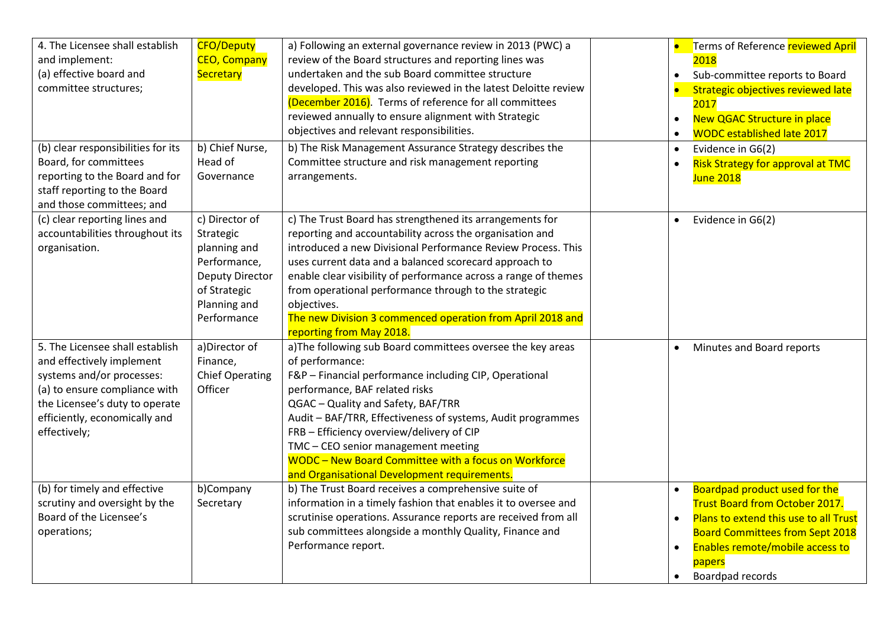| | | | | |
|---|---|---|---|---|
| 4. The Licensee shall establish and implement:<br>(a) effective board and committee structures; | CFO/Deputy CEO, Company Secretary | a) Following an external governance review in 2013 (PWC) a review of the Board structures and reporting lines was undertaken and the sub Board committee structure developed. This was also reviewed in the latest Deloitte review (December 2016). Terms of reference for all committees reviewed annually to ensure alignment with Strategic objectives and relevant responsibilities. | | • Terms of Reference reviewed April 2018<br>• Sub-committee reports to Board<br>• Strategic objectives reviewed late 2017<br>• New QGAC Structure in place<br>• WODC established late 2017 |
| (b) clear responsibilities for its Board, for committees reporting to the Board and for staff reporting to the Board and those committees; and | b) Chief Nurse, Head of Governance | b) The Risk Management Assurance Strategy describes the Committee structure and risk management reporting arrangements. | | • Evidence in G6(2)<br>• Risk Strategy for approval at TMC June 2018 |
| (c) clear reporting lines and accountabilities throughout its organisation. | c) Director of Strategic planning and Performance, Deputy Director of Strategic Planning and Performance | c) The Trust Board has strengthened its arrangements for reporting and accountability across the organisation and introduced a new Divisional Performance Review Process. This uses current data and a balanced scorecard approach to enable clear visibility of performance across a range of themes from operational performance through to the strategic objectives.<br>The new Division 3 commenced operation from April 2018 and reporting from May 2018. | | • Evidence in G6(2) |
| 5. The Licensee shall establish and effectively implement systems and/or processes:<br>(a) to ensure compliance with the Licensee's duty to operate efficiently, economically and effectively; | a)Director of Finance, Chief Operating Officer | a)The following sub Board committees oversee the key areas of performance:<br>F&P – Financial performance including CIP, Operational performance, BAF related risks<br>QGAC – Quality and Safety, BAF/TRR<br>Audit – BAF/TRR, Effectiveness of systems, Audit programmes<br>FRB – Efficiency overview/delivery of CIP<br>TMC – CEO senior management meeting<br>WODC – New Board Committee with a focus on Workforce and Organisational Development requirements. | | • Minutes and Board reports |
| (b) for timely and effective scrutiny and oversight by the Board of the Licensee's operations; | b)Company Secretary | b) The Trust Board receives a comprehensive suite of information in a timely fashion that enables it to oversee and scrutinise operations. Assurance reports are received from all sub committees alongside a monthly Quality, Finance and Performance report. | | • Boardpad product used for the Trust Board from October 2017.<br>• Plans to extend this use to all Trust Board Committees from Sept 2018<br>• Enables remote/mobile access to papers<br>• Boardpad records |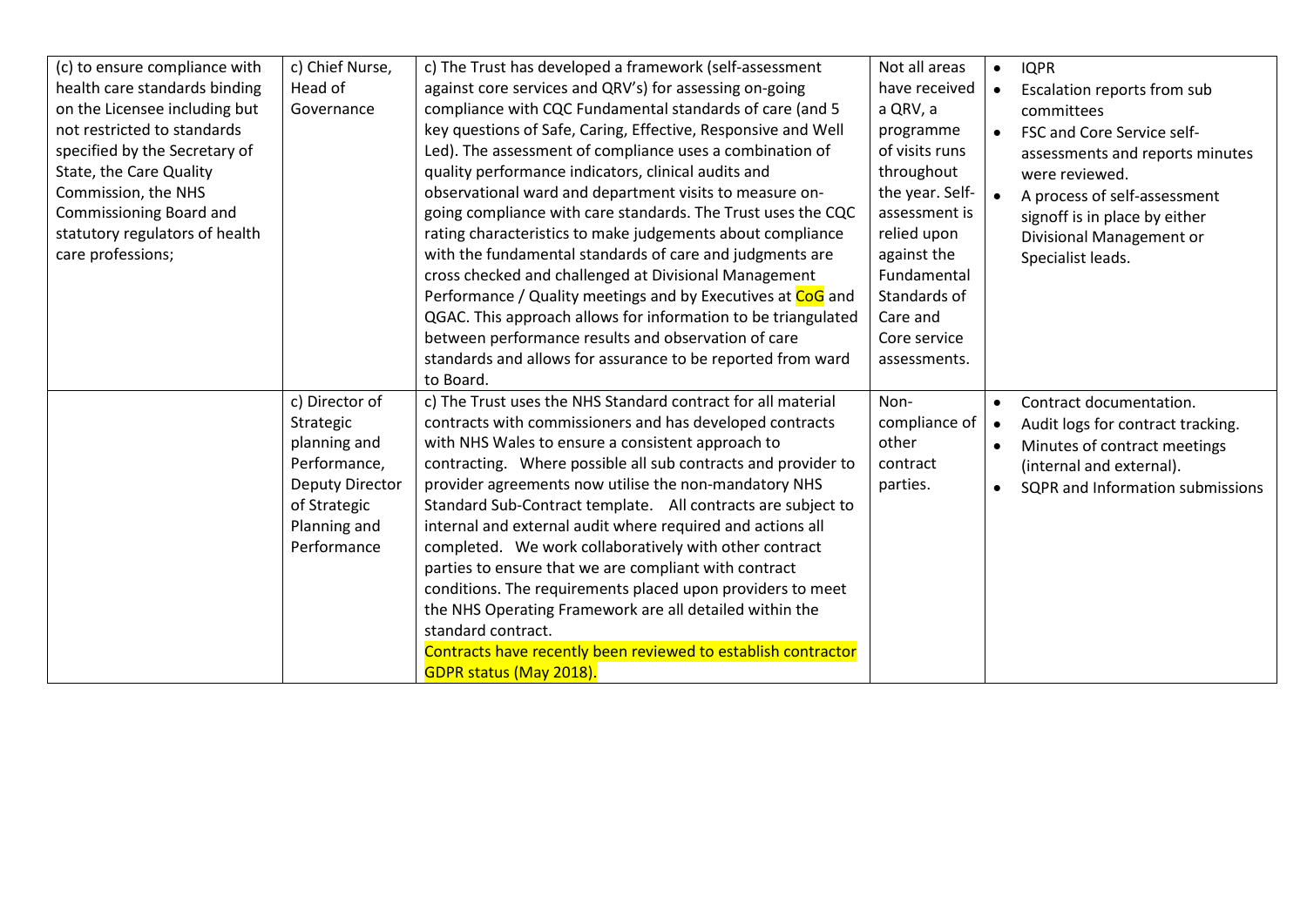| | | | | |
|---|---|---|---|---|
| (c) to ensure compliance with health care standards binding on the Licensee including but not restricted to standards specified by the Secretary of State, the Care Quality Commission, the NHS Commissioning Board and statutory regulators of health care professions; | c) Chief Nurse, Head of Governance | c) The Trust has developed a framework (self-assessment against core services and QRV's) for assessing on-going compliance with CQC Fundamental standards of care (and 5 key questions of Safe, Caring, Effective, Responsive and Well Led). The assessment of compliance uses a combination of quality performance indicators, clinical audits and observational ward and department visits to measure on-going compliance with care standards. The Trust uses the CQC rating characteristics to make judgements about compliance with the fundamental standards of care and judgments are cross checked and challenged at Divisional Management Performance / Quality meetings and by Executives at CoG and QGAC. This approach allows for information to be triangulated between performance results and observation of care standards and allows for assurance to be reported from ward to Board. | Not all areas have received a QRV, a programme of visits runs throughout the year. Self-assessment is relied upon against the Fundamental Standards of Care and Core service assessments. | • IQPR<br>• Escalation reports from sub committees<br>• FSC and Core Service self-assessments and reports minutes were reviewed.<br>• A process of self-assessment signoff is in place by either Divisional Management or Specialist leads. |
| | c) Director of Strategic planning and Performance, Deputy Director of Strategic Planning and Performance | c) The Trust uses the NHS Standard contract for all material contracts with commissioners and has developed contracts with NHS Wales to ensure a consistent approach to contracting. Where possible all sub contracts and provider to provider agreements now utilise the non-mandatory NHS Standard Sub-Contract template. All contracts are subject to internal and external audit where required and actions all completed. We work collaboratively with other contract parties to ensure that we are compliant with contract conditions. The requirements placed upon providers to meet the NHS Operating Framework are all detailed within the standard contract.<br>Contracts have recently been reviewed to establish contractor GDPR status (May 2018). | Non-compliance of other contract parties. | • Contract documentation.<br>• Audit logs for contract tracking.<br>• Minutes of contract meetings (internal and external).<br>• SQPR and Information submissions |